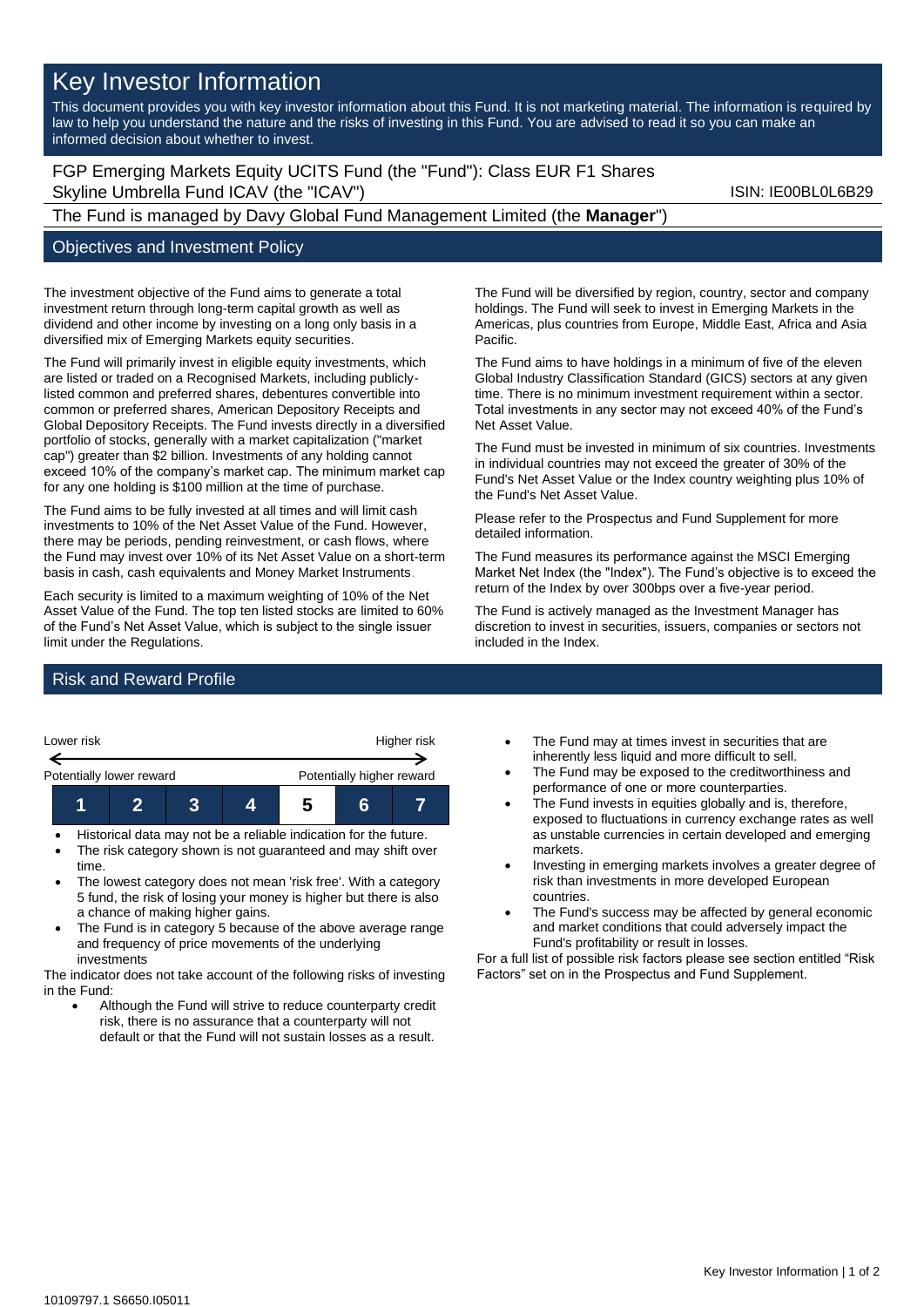# Key Investor Information

This document provides you with key investor information about this Fund. It is not marketing material. The information is required by law to help you understand the nature and the risks of investing in this Fund. You are advised to read it so you can make an informed decision about whether to invest.

FGP Emerging Markets Equity UCITS Fund (the "Fund"): Class EUR F1 Shares
Skyline Umbrella Fund ICAV (the "ICAV") ISIN: IE00BL0L6B29

The Fund is managed by Davy Global Fund Management Limited (the **Manager**")

## Objectives and Investment Policy

The investment objective of the Fund aims to generate a total investment return through long-term capital growth as well as dividend and other income by investing on a long only basis in a diversified mix of Emerging Markets equity securities.

The Fund will primarily invest in eligible equity investments, which are listed or traded on a Recognised Markets, including publicly-listed common and preferred shares, debentures convertible into common or preferred shares, American Depository Receipts and Global Depository Receipts. The Fund invests directly in a diversified portfolio of stocks, generally with a market capitalization ("market cap") greater than $2 billion. Investments of any holding cannot exceed 10% of the company's market cap. The minimum market cap for any one holding is $100 million at the time of purchase.

The Fund aims to be fully invested at all times and will limit cash investments to 10% of the Net Asset Value of the Fund. However, there may be periods, pending reinvestment, or cash flows, where the Fund may invest over 10% of its Net Asset Value on a short-term basis in cash, cash equivalents and Money Market Instruments.

Each security is limited to a maximum weighting of 10% of the Net Asset Value of the Fund. The top ten listed stocks are limited to 60% of the Fund's Net Asset Value, which is subject to the single issuer limit under the Regulations.

The Fund will be diversified by region, country, sector and company holdings. The Fund will seek to invest in Emerging Markets in the Americas, plus countries from Europe, Middle East, Africa and Asia Pacific.

The Fund aims to have holdings in a minimum of five of the eleven Global Industry Classification Standard (GICS) sectors at any given time. There is no minimum investment requirement within a sector. Total investments in any sector may not exceed 40% of the Fund's Net Asset Value.

The Fund must be invested in minimum of six countries. Investments in individual countries may not exceed the greater of 30% of the Fund's Net Asset Value or the Index country weighting plus 10% of the Fund's Net Asset Value.

Please refer to the Prospectus and Fund Supplement for more detailed information.

The Fund measures its performance against the MSCI Emerging Market Net Index (the "Index"). The Fund's objective is to exceed the return of the Index by over 300bps over a five-year period.

The Fund is actively managed as the Investment Manager has discretion to invest in securities, issuers, companies or sectors not included in the Index.

## Risk and Reward Profile

| Lower risk | | | | | | Higher risk |
|---|---|---|---|---|---|---|
| Potentially lower reward | | | | | | Potentially higher reward |
| 1 | 2 | 3 | 4 | **5** | 6 | 7 |

- Historical data may not be a reliable indication for the future.
- The risk category shown is not guaranteed and may shift over time.
- The lowest category does not mean 'risk free'. With a category 5 fund, the risk of losing your money is higher but there is also a chance of making higher gains.
- The Fund is in category 5 because of the above average range and frequency of price movements of the underlying investments

The indicator does not take account of the following risks of investing in the Fund:

- Although the Fund will strive to reduce counterparty credit risk, there is no assurance that a counterparty will not default or that the Fund will not sustain losses as a result.
- The Fund may at times invest in securities that are inherently less liquid and more difficult to sell.
- The Fund may be exposed to the creditworthiness and performance of one or more counterparties.
- The Fund invests in equities globally and is, therefore, exposed to fluctuations in currency exchange rates as well as unstable currencies in certain developed and emerging markets.
- Investing in emerging markets involves a greater degree of risk than investments in more developed European countries.
- The Fund's success may be affected by general economic and market conditions that could adversely impact the Fund's profitability or result in losses.

For a full list of possible risk factors please see section entitled "Risk Factors" set on in the Prospectus and Fund Supplement.

10109797.1 S6650.I05011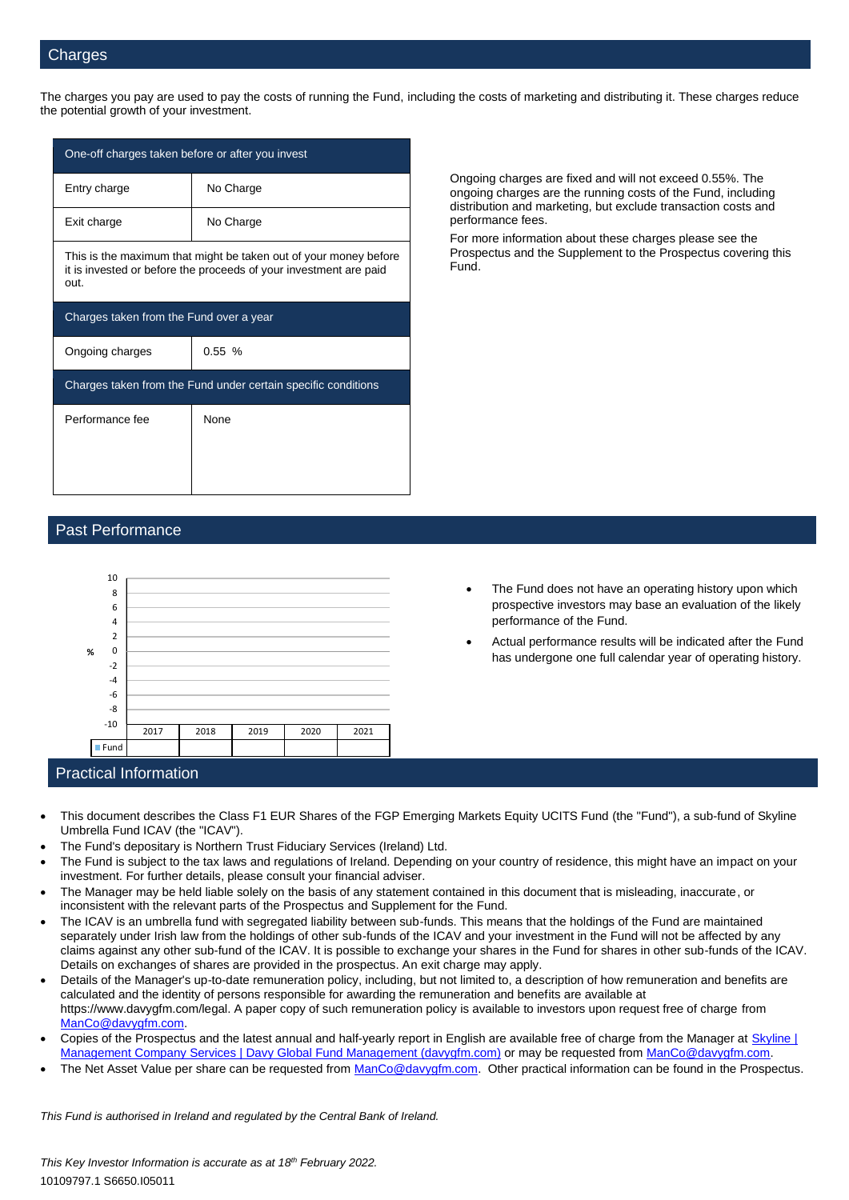## Charges

The charges you pay are used to pay the costs of running the Fund, including the costs of marketing and distributing it. These charges reduce the potential growth of your investment.

| One-off charges taken before or after you invest | |
|---|---|
| Entry charge | No Charge |
| Exit charge | No Charge |
| This is the maximum that might be taken out of your money before it is invested or before the proceeds of your investment are paid out. | |
| **Charges taken from the Fund over a year** | |
| Ongoing charges | 0.55 % |
| **Charges taken from the Fund under certain specific conditions** | |
| Performance fee | None |

Ongoing charges are fixed and will not exceed 0.55%. The ongoing charges are the running costs of the Fund, including distribution and marketing, but exclude transaction costs and performance fees.

For more information about these charges please see the Prospectus and the Supplement to the Prospectus covering this Fund.

## Past Performance

10
8
6
4
2
%
0
-2
-4
-6
-8
-10
2017 2018 2019 2020 2021
Fund

- The Fund does not have an operating history upon which prospective investors may base an evaluation of the likely performance of the Fund.
- Actual performance results will be indicated after the Fund has undergone one full calendar year of operating history.

## Practical Information

- This document describes the Class F1 EUR Shares of the FGP Emerging Markets Equity UCITS Fund (the "Fund"), a sub-fund of Skyline Umbrella Fund ICAV (the "ICAV").
- The Fund's depositary is Northern Trust Fiduciary Services (Ireland) Ltd.
- The Fund is subject to the tax laws and regulations of Ireland. Depending on your country of residence, this might have an impact on your investment. For further details, please consult your financial adviser.
- The Manager may be held liable solely on the basis of any statement contained in this document that is misleading, inaccurate, or inconsistent with the relevant parts of the Prospectus and Supplement for the Fund.
- The ICAV is an umbrella fund with segregated liability between sub-funds. This means that the holdings of the Fund are maintained separately under Irish law from the holdings of other sub-funds of the ICAV and your investment in the Fund will not be affected by any claims against any other sub-fund of the ICAV. It is possible to exchange your shares in the Fund for shares in other sub-funds of the ICAV. Details on exchanges of shares are provided in the prospectus. An exit charge may apply.
- Details of the Manager's up-to-date remuneration policy, including, but not limited to, a description of how remuneration and benefits are calculated and the identity of persons responsible for awarding the remuneration and benefits are available at https://www.davygfm.com/legal. A paper copy of such remuneration policy is available to investors upon request free of charge from ManCo@davygfm.com.
- Copies of the Prospectus and the latest annual and half-yearly report in English are available free of charge from the Manager at Skyline | Management Company Services | Davy Global Fund Management (davygfm.com) or may be requested from ManCo@davygfm.com.
- The Net Asset Value per share can be requested from ManCo@davygfm.com. Other practical information can be found in the Prospectus.

*This Fund is authorised in Ireland and regulated by the Central Bank of Ireland.*

*This Key Investor Information is accurate as at 18th February 2022.*

10109797.1 S6650.I05011